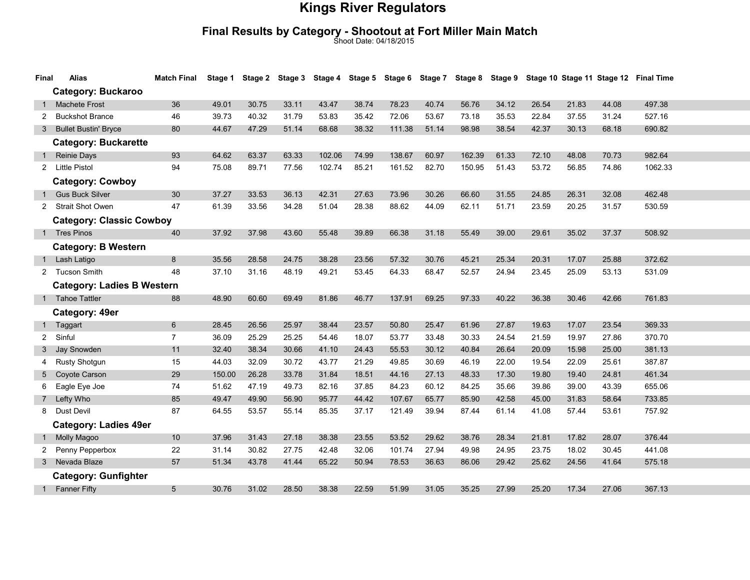# Kings River Regulators

## Final Results by Category - Shootout at Fort Miller Main Match

Shoot Date: 04/18/2015

| Final | Alias | Match Final | Stage 1 | Stage 2 | Stage 3 | Stage 4 | Stage 5 | Stage 6 | Stage 7 | Stage 8 | Stage 9 | Stage 10 | Stage 11 | Stage 12 | Final Time |
|---|---|---|---|---|---|---|---|---|---|---|---|---|---|---|---|
| | **Category: Buckaroo** | | | | | | | | | | | | | | |
| 1 | Machete Frost | 36 | 49.01 | 30.75 | 33.11 | 43.47 | 38.74 | 78.23 | 40.74 | 56.76 | 34.12 | 26.54 | 21.83 | 44.08 | 497.38 |
| 2 | Buckshot Brance | 46 | 39.73 | 40.32 | 31.79 | 53.83 | 35.42 | 72.06 | 53.67 | 73.18 | 35.53 | 22.84 | 37.55 | 31.24 | 527.16 |
| 3 | Bullet Bustin' Bryce | 80 | 44.67 | 47.29 | 51.14 | 68.68 | 38.32 | 111.38 | 51.14 | 98.98 | 38.54 | 42.37 | 30.13 | 68.18 | 690.82 |
| | **Category: Buckarette** | | | | | | | | | | | | | | |
| 1 | Reinie Days | 93 | 64.62 | 63.37 | 63.33 | 102.06 | 74.99 | 138.67 | 60.97 | 162.39 | 61.33 | 72.10 | 48.08 | 70.73 | 982.64 |
| 2 | Little Pistol | 94 | 75.08 | 89.71 | 77.56 | 102.74 | 85.21 | 161.52 | 82.70 | 150.95 | 51.43 | 53.72 | 56.85 | 74.86 | 1062.33 |
| | **Category: Cowboy** | | | | | | | | | | | | | | |
| 1 | Gus Buck Silver | 30 | 37.27 | 33.53 | 36.13 | 42.31 | 27.63 | 73.96 | 30.26 | 66.60 | 31.55 | 24.85 | 26.31 | 32.08 | 462.48 |
| 2 | Strait Shot Owen | 47 | 61.39 | 33.56 | 34.28 | 51.04 | 28.38 | 88.62 | 44.09 | 62.11 | 51.71 | 23.59 | 20.25 | 31.57 | 530.59 |
| | **Category: Classic Cowboy** | | | | | | | | | | | | | | |
| 1 | Tres Pinos | 40 | 37.92 | 37.98 | 43.60 | 55.48 | 39.89 | 66.38 | 31.18 | 55.49 | 39.00 | 29.61 | 35.02 | 37.37 | 508.92 |
| | **Category: B Western** | | | | | | | | | | | | | | |
| 1 | Lash Latigo | 8 | 35.56 | 28.58 | 24.75 | 38.28 | 23.56 | 57.32 | 30.76 | 45.21 | 25.34 | 20.31 | 17.07 | 25.88 | 372.62 |
| 2 | Tucson Smith | 48 | 37.10 | 31.16 | 48.19 | 49.21 | 53.45 | 64.33 | 68.47 | 52.57 | 24.94 | 23.45 | 25.09 | 53.13 | 531.09 |
| | **Category: Ladies B Western** | | | | | | | | | | | | | | |
| 1 | Tahoe Tattler | 88 | 48.90 | 60.60 | 69.49 | 81.86 | 46.77 | 137.91 | 69.25 | 97.33 | 40.22 | 36.38 | 30.46 | 42.66 | 761.83 |
| | **Category: 49er** | | | | | | | | | | | | | | |
| 1 | Taggart | 6 | 28.45 | 26.56 | 25.97 | 38.44 | 23.57 | 50.80 | 25.47 | 61.96 | 27.87 | 19.63 | 17.07 | 23.54 | 369.33 |
| 2 | Sinful | 7 | 36.09 | 25.29 | 25.25 | 54.46 | 18.07 | 53.77 | 33.48 | 30.33 | 24.54 | 21.59 | 19.97 | 27.86 | 370.70 |
| 3 | Jay Snowden | 11 | 32.40 | 38.34 | 30.66 | 41.10 | 24.43 | 55.53 | 30.12 | 40.84 | 26.64 | 20.09 | 15.98 | 25.00 | 381.13 |
| 4 | Rusty Shotgun | 15 | 44.03 | 32.09 | 30.72 | 43.77 | 21.29 | 49.85 | 30.69 | 46.19 | 22.00 | 19.54 | 22.09 | 25.61 | 387.87 |
| 5 | Coyote Carson | 29 | 150.00 | 26.28 | 33.78 | 31.84 | 18.51 | 44.16 | 27.13 | 48.33 | 17.30 | 19.80 | 19.40 | 24.81 | 461.34 |
| 6 | Eagle Eye Joe | 74 | 51.62 | 47.19 | 49.73 | 82.16 | 37.85 | 84.23 | 60.12 | 84.25 | 35.66 | 39.86 | 39.00 | 43.39 | 655.06 |
| 7 | Lefty Who | 85 | 49.47 | 49.90 | 56.90 | 95.77 | 44.42 | 107.67 | 65.77 | 85.90 | 42.58 | 45.00 | 31.83 | 58.64 | 733.85 |
| 8 | Dust Devil | 87 | 64.55 | 53.57 | 55.14 | 85.35 | 37.17 | 121.49 | 39.94 | 87.44 | 61.14 | 41.08 | 57.44 | 53.61 | 757.92 |
| | **Category: Ladies 49er** | | | | | | | | | | | | | | |
| 1 | Molly Magoo | 10 | 37.96 | 31.43 | 27.18 | 38.38 | 23.55 | 53.52 | 29.62 | 38.76 | 28.34 | 21.81 | 17.82 | 28.07 | 376.44 |
| 2 | Penny Pepperbox | 22 | 31.14 | 30.82 | 27.75 | 42.48 | 32.06 | 101.74 | 27.94 | 49.98 | 24.95 | 23.75 | 18.02 | 30.45 | 441.08 |
| 3 | Nevada Blaze | 57 | 51.34 | 43.78 | 41.44 | 65.22 | 50.94 | 78.53 | 36.63 | 86.06 | 29.42 | 25.62 | 24.56 | 41.64 | 575.18 |
| | **Category: Gunfighter** | | | | | | | | | | | | | | |
| 1 | Fanner Fifty | 5 | 30.76 | 31.02 | 28.50 | 38.38 | 22.59 | 51.99 | 31.05 | 35.25 | 27.99 | 25.20 | 17.34 | 27.06 | 367.13 |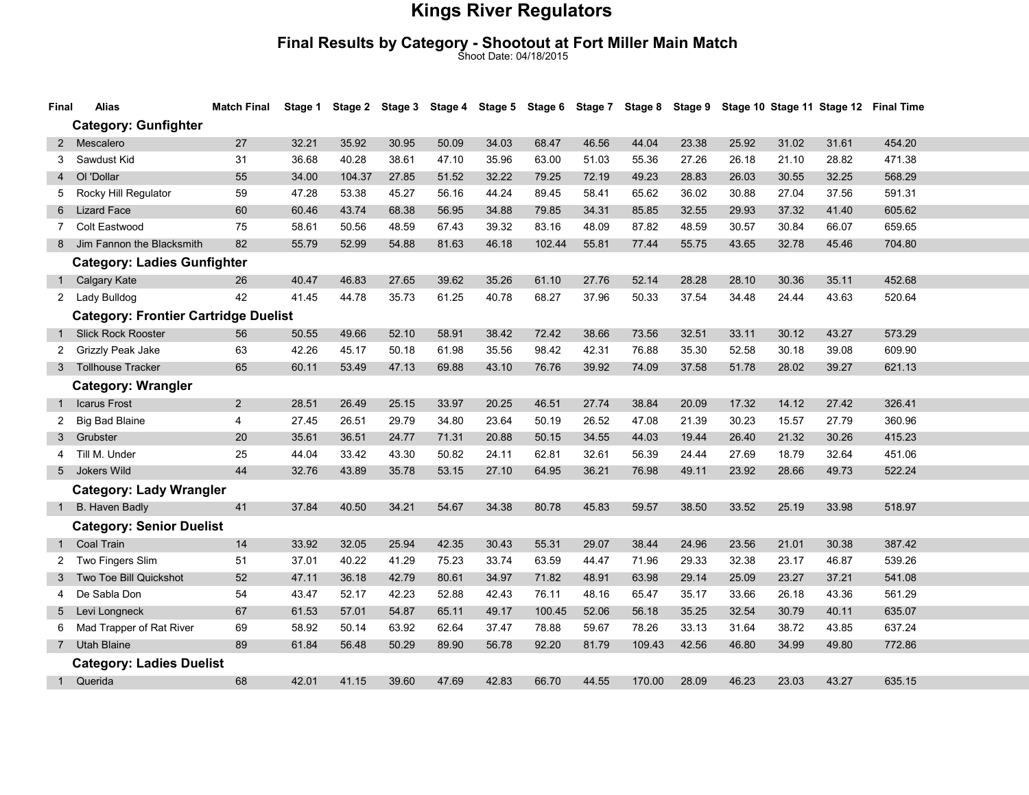# Kings River Regulators

## Final Results by Category - Shootout at Fort Miller Main Match

Shoot Date: 04/18/2015

| Final | Alias | Match Final | Stage 1 | Stage 2 | Stage 3 | Stage 4 | Stage 5 | Stage 6 | Stage 7 | Stage 8 | Stage 9 | Stage 10 | Stage 11 | Stage 12 | Final Time |
|---|---|---|---|---|---|---|---|---|---|---|---|---|---|---|---|
| | **Category: Gunfighter** | | | | | | | | | | | | | | |
| 2 | Mescalero | 27 | 32.21 | 35.92 | 30.95 | 50.09 | 34.03 | 68.47 | 46.56 | 44.04 | 23.38 | 25.92 | 31.02 | 31.61 | 454.20 |
| 3 | Sawdust Kid | 31 | 36.68 | 40.28 | 38.61 | 47.10 | 35.96 | 63.00 | 51.03 | 55.36 | 27.26 | 26.18 | 21.10 | 28.82 | 471.38 |
| 4 | Ol 'Dollar | 55 | 34.00 | 104.37 | 27.85 | 51.52 | 32.22 | 79.25 | 72.19 | 49.23 | 28.83 | 26.03 | 30.55 | 32.25 | 568.29 |
| 5 | Rocky Hill Regulator | 59 | 47.28 | 53.38 | 45.27 | 56.16 | 44.24 | 89.45 | 58.41 | 65.62 | 36.02 | 30.88 | 27.04 | 37.56 | 591.31 |
| 6 | Lizard Face | 60 | 60.46 | 43.74 | 68.38 | 56.95 | 34.88 | 79.85 | 34.31 | 85.85 | 32.55 | 29.93 | 37.32 | 41.40 | 605.62 |
| 7 | Colt Eastwood | 75 | 58.61 | 50.56 | 48.59 | 67.43 | 39.32 | 83.16 | 48.09 | 87.82 | 48.59 | 30.57 | 30.84 | 66.07 | 659.65 |
| 8 | Jim Fannon the Blacksmith | 82 | 55.79 | 52.99 | 54.88 | 81.63 | 46.18 | 102.44 | 55.81 | 77.44 | 55.75 | 43.65 | 32.78 | 45.46 | 704.80 |
| | **Category: Ladies Gunfighter** | | | | | | | | | | | | | | |
| 1 | Calgary Kate | 26 | 40.47 | 46.83 | 27.65 | 39.62 | 35.26 | 61.10 | 27.76 | 52.14 | 28.28 | 28.10 | 30.36 | 35.11 | 452.68 |
| 2 | Lady Bulldog | 42 | 41.45 | 44.78 | 35.73 | 61.25 | 40.78 | 68.27 | 37.96 | 50.33 | 37.54 | 34.48 | 24.44 | 43.63 | 520.64 |
| | **Category: Frontier Cartridge Duelist** | | | | | | | | | | | | | | |
| 1 | Slick Rock Rooster | 56 | 50.55 | 49.66 | 52.10 | 58.91 | 38.42 | 72.42 | 38.66 | 73.56 | 32.51 | 33.11 | 30.12 | 43.27 | 573.29 |
| 2 | Grizzly Peak Jake | 63 | 42.26 | 45.17 | 50.18 | 61.98 | 35.56 | 98.42 | 42.31 | 76.88 | 35.30 | 52.58 | 30.18 | 39.08 | 609.90 |
| 3 | Tollhouse Tracker | 65 | 60.11 | 53.49 | 47.13 | 69.88 | 43.10 | 76.76 | 39.92 | 74.09 | 37.58 | 51.78 | 28.02 | 39.27 | 621.13 |
| | **Category: Wrangler** | | | | | | | | | | | | | | |
| 1 | Icarus Frost | 2 | 28.51 | 26.49 | 25.15 | 33.97 | 20.25 | 46.51 | 27.74 | 38.84 | 20.09 | 17.32 | 14.12 | 27.42 | 326.41 |
| 2 | Big Bad Blaine | 4 | 27.45 | 26.51 | 29.79 | 34.80 | 23.64 | 50.19 | 26.52 | 47.08 | 21.39 | 30.23 | 15.57 | 27.79 | 360.96 |
| 3 | Grubster | 20 | 35.61 | 36.51 | 24.77 | 71.31 | 20.88 | 50.15 | 34.55 | 44.03 | 19.44 | 26.40 | 21.32 | 30.26 | 415.23 |
| 4 | Till M. Under | 25 | 44.04 | 33.42 | 43.30 | 50.82 | 24.11 | 62.81 | 32.61 | 56.39 | 24.44 | 27.69 | 18.79 | 32.64 | 451.06 |
| 5 | Jokers Wild | 44 | 32.76 | 43.89 | 35.78 | 53.15 | 27.10 | 64.95 | 36.21 | 76.98 | 49.11 | 23.92 | 28.66 | 49.73 | 522.24 |
| | **Category: Lady Wrangler** | | | | | | | | | | | | | | |
| 1 | B. Haven Badly | 41 | 37.84 | 40.50 | 34.21 | 54.67 | 34.38 | 80.78 | 45.83 | 59.57 | 38.50 | 33.52 | 25.19 | 33.98 | 518.97 |
| | **Category: Senior Duelist** | | | | | | | | | | | | | | |
| 1 | Coal Train | 14 | 33.92 | 32.05 | 25.94 | 42.35 | 30.43 | 55.31 | 29.07 | 38.44 | 24.96 | 23.56 | 21.01 | 30.38 | 387.42 |
| 2 | Two Fingers Slim | 51 | 37.01 | 40.22 | 41.29 | 75.23 | 33.74 | 63.59 | 44.47 | 71.96 | 29.33 | 32.38 | 23.17 | 46.87 | 539.26 |
| 3 | Two Toe Bill Quickshot | 52 | 47.11 | 36.18 | 42.79 | 80.61 | 34.97 | 71.82 | 48.91 | 63.98 | 29.14 | 25.09 | 23.27 | 37.21 | 541.08 |
| 4 | De Sabla Don | 54 | 43.47 | 52.17 | 42.23 | 52.88 | 42.43 | 76.11 | 48.16 | 65.47 | 35.17 | 33.66 | 26.18 | 43.36 | 561.29 |
| 5 | Levi Longneck | 67 | 61.53 | 57.01 | 54.87 | 65.11 | 49.17 | 100.45 | 52.06 | 56.18 | 35.25 | 32.54 | 30.79 | 40.11 | 635.07 |
| 6 | Mad Trapper of Rat River | 69 | 58.92 | 50.14 | 63.92 | 62.64 | 37.47 | 78.88 | 59.67 | 78.26 | 33.13 | 31.64 | 38.72 | 43.85 | 637.24 |
| 7 | Utah Blaine | 89 | 61.84 | 56.48 | 50.29 | 89.90 | 56.78 | 92.20 | 81.79 | 109.43 | 42.56 | 46.80 | 34.99 | 49.80 | 772.86 |
| | **Category: Ladies Duelist** | | | | | | | | | | | | | | |
| 1 | Querida | 68 | 42.01 | 41.15 | 39.60 | 47.69 | 42.83 | 66.70 | 44.55 | 170.00 | 28.09 | 46.23 | 23.03 | 43.27 | 635.15 |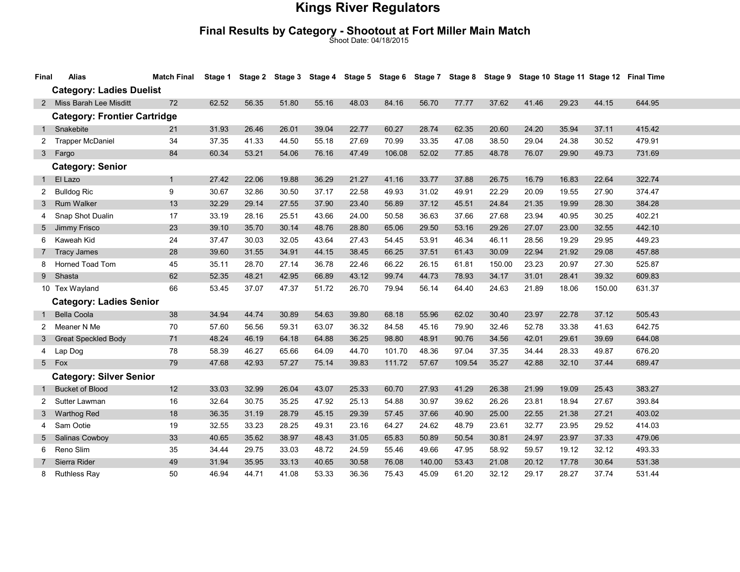# Kings River Regulators

## Final Results by Category - Shootout at Fort Miller Main Match

Shoot Date: 04/18/2015

| Final | Alias | Match Final | Stage 1 | Stage 2 | Stage 3 | Stage 4 | Stage 5 | Stage 6 | Stage 7 | Stage 8 | Stage 9 | Stage 10 | Stage 11 | Stage 12 | Final Time |
|---|---|---|---|---|---|---|---|---|---|---|---|---|---|---|---|
| | **Category: Ladies Duelist** | | | | | | | | | | | | | | |
| 2 | Miss Barah Lee Misditt | 72 | 62.52 | 56.35 | 51.80 | 55.16 | 48.03 | 84.16 | 56.70 | 77.77 | 37.62 | 41.46 | 29.23 | 44.15 | 644.95 |
| | **Category: Frontier Cartridge** | | | | | | | | | | | | | | |
| 1 | Snakebite | 21 | 31.93 | 26.46 | 26.01 | 39.04 | 22.77 | 60.27 | 28.74 | 62.35 | 20.60 | 24.20 | 35.94 | 37.11 | 415.42 |
| 2 | Trapper McDaniel | 34 | 37.35 | 41.33 | 44.50 | 55.18 | 27.69 | 70.99 | 33.35 | 47.08 | 38.50 | 29.04 | 24.38 | 30.52 | 479.91 |
| 3 | Fargo | 84 | 60.34 | 53.21 | 54.06 | 76.16 | 47.49 | 106.08 | 52.02 | 77.85 | 48.78 | 76.07 | 29.90 | 49.73 | 731.69 |
| | **Category: Senior** | | | | | | | | | | | | | | |
| 1 | El Lazo | 1 | 27.42 | 22.06 | 19.88 | 36.29 | 21.27 | 41.16 | 33.77 | 37.88 | 26.75 | 16.79 | 16.83 | 22.64 | 322.74 |
| 2 | Bulldog Ric | 9 | 30.67 | 32.86 | 30.50 | 37.17 | 22.58 | 49.93 | 31.02 | 49.91 | 22.29 | 20.09 | 19.55 | 27.90 | 374.47 |
| 3 | Rum Walker | 13 | 32.29 | 29.14 | 27.55 | 37.90 | 23.40 | 56.89 | 37.12 | 45.51 | 24.84 | 21.35 | 19.99 | 28.30 | 384.28 |
| 4 | Snap Shot Dualin | 17 | 33.19 | 28.16 | 25.51 | 43.66 | 24.00 | 50.58 | 36.63 | 37.66 | 27.68 | 23.94 | 40.95 | 30.25 | 402.21 |
| 5 | Jimmy Frisco | 23 | 39.10 | 35.70 | 30.14 | 48.76 | 28.80 | 65.06 | 29.50 | 53.16 | 29.26 | 27.07 | 23.00 | 32.55 | 442.10 |
| 6 | Kaweah Kid | 24 | 37.47 | 30.03 | 32.05 | 43.64 | 27.43 | 54.45 | 53.91 | 46.34 | 46.11 | 28.56 | 19.29 | 29.95 | 449.23 |
| 7 | Tracy James | 28 | 39.60 | 31.55 | 34.91 | 44.15 | 38.45 | 66.25 | 37.51 | 61.43 | 30.09 | 22.94 | 21.92 | 29.08 | 457.88 |
| 8 | Horned Toad Tom | 45 | 35.11 | 28.70 | 27.14 | 36.78 | 22.46 | 66.22 | 26.15 | 61.81 | 150.00 | 23.23 | 20.97 | 27.30 | 525.87 |
| 9 | Shasta | 62 | 52.35 | 48.21 | 42.95 | 66.89 | 43.12 | 99.74 | 44.73 | 78.93 | 34.17 | 31.01 | 28.41 | 39.32 | 609.83 |
| 10 | Tex Wayland | 66 | 53.45 | 37.07 | 47.37 | 51.72 | 26.70 | 79.94 | 56.14 | 64.40 | 24.63 | 21.89 | 18.06 | 150.00 | 631.37 |
| | **Category: Ladies Senior** | | | | | | | | | | | | | | |
| 1 | Bella Coola | 38 | 34.94 | 44.74 | 30.89 | 54.63 | 39.80 | 68.18 | 55.96 | 62.02 | 30.40 | 23.97 | 22.78 | 37.12 | 505.43 |
| 2 | Meaner N Me | 70 | 57.60 | 56.56 | 59.31 | 63.07 | 36.32 | 84.58 | 45.16 | 79.90 | 32.46 | 52.78 | 33.38 | 41.63 | 642.75 |
| 3 | Great Speckled Body | 71 | 48.24 | 46.19 | 64.18 | 64.88 | 36.25 | 98.80 | 48.91 | 90.76 | 34.56 | 42.01 | 29.61 | 39.69 | 644.08 |
| 4 | Lap Dog | 78 | 58.39 | 46.27 | 65.66 | 64.09 | 44.70 | 101.70 | 48.36 | 97.04 | 37.35 | 34.44 | 28.33 | 49.87 | 676.20 |
| 5 | Fox | 79 | 47.68 | 42.93 | 57.27 | 75.14 | 39.83 | 111.72 | 57.67 | 109.54 | 35.27 | 42.88 | 32.10 | 37.44 | 689.47 |
| | **Category: Silver Senior** | | | | | | | | | | | | | | |
| 1 | Bucket of Blood | 12 | 33.03 | 32.99 | 26.04 | 43.07 | 25.33 | 60.70 | 27.93 | 41.29 | 26.38 | 21.99 | 19.09 | 25.43 | 383.27 |
| 2 | Sutter Lawman | 16 | 32.64 | 30.75 | 35.25 | 47.92 | 25.13 | 54.88 | 30.97 | 39.62 | 26.26 | 23.81 | 18.94 | 27.67 | 393.84 |
| 3 | Warthog Red | 18 | 36.35 | 31.19 | 28.79 | 45.15 | 29.39 | 57.45 | 37.66 | 40.90 | 25.00 | 22.55 | 21.38 | 27.21 | 403.02 |
| 4 | Sam Ootie | 19 | 32.55 | 33.23 | 28.25 | 49.31 | 23.16 | 64.27 | 24.62 | 48.79 | 23.61 | 32.77 | 23.95 | 29.52 | 414.03 |
| 5 | Salinas Cowboy | 33 | 40.65 | 35.62 | 38.97 | 48.43 | 31.05 | 65.83 | 50.89 | 50.54 | 30.81 | 24.97 | 23.97 | 37.33 | 479.06 |
| 6 | Reno Slim | 35 | 34.44 | 29.75 | 33.03 | 48.72 | 24.59 | 55.46 | 49.66 | 47.95 | 58.92 | 59.57 | 19.12 | 32.12 | 493.33 |
| 7 | Sierra Rider | 49 | 31.94 | 35.95 | 33.13 | 40.65 | 30.58 | 76.08 | 140.00 | 53.43 | 21.08 | 20.12 | 17.78 | 30.64 | 531.38 |
| 8 | Ruthless Ray | 50 | 46.94 | 44.71 | 41.08 | 53.33 | 36.36 | 75.43 | 45.09 | 61.20 | 32.12 | 29.17 | 28.27 | 37.74 | 531.44 |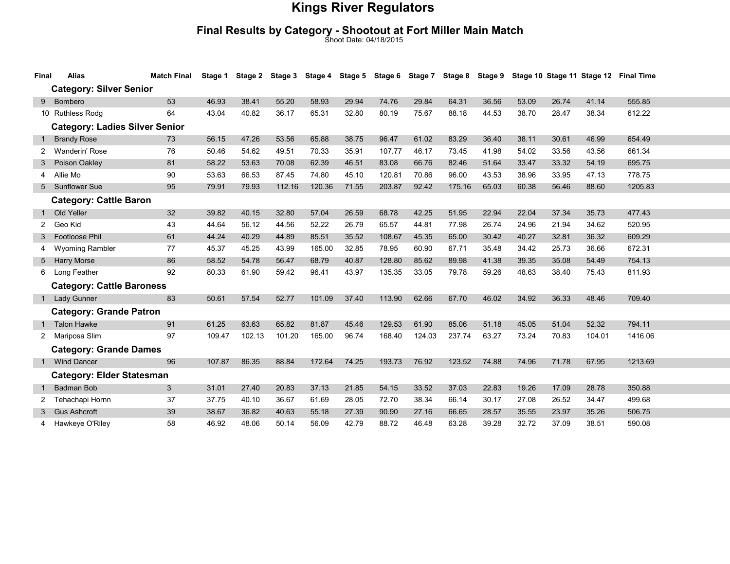# Kings River Regulators

## Final Results by Category - Shootout at Fort Miller Main Match

Shoot Date: 04/18/2015

| Final | Alias | Match Final | Stage 1 | Stage 2 | Stage 3 | Stage 4 | Stage 5 | Stage 6 | Stage 7 | Stage 8 | Stage 9 | Stage 10 | Stage 11 | Stage 12 | Final Time |
|---|---|---|---|---|---|---|---|---|---|---|---|---|---|---|---|
| | **Category: Silver Senior** | | | | | | | | | | | | | | |
| 9 | Bombero | 53 | 46.93 | 38.41 | 55.20 | 58.93 | 29.94 | 74.76 | 29.84 | 64.31 | 36.56 | 53.09 | 26.74 | 41.14 | 555.85 |
| 10 | Ruthless Rodg | 64 | 43.04 | 40.82 | 36.17 | 65.31 | 32.80 | 80.19 | 75.67 | 88.18 | 44.53 | 38.70 | 28.47 | 38.34 | 612.22 |
| | **Category: Ladies Silver Senior** | | | | | | | | | | | | | | |
| 1 | Brandy Rose | 73 | 56.15 | 47.26 | 53.56 | 65.88 | 38.75 | 96.47 | 61.02 | 83.29 | 36.40 | 38.11 | 30.61 | 46.99 | 654.49 |
| 2 | Wanderin' Rose | 76 | 50.46 | 54.62 | 49.51 | 70.33 | 35.91 | 107.77 | 46.17 | 73.45 | 41.98 | 54.02 | 33.56 | 43.56 | 661.34 |
| 3 | Poison Oakley | 81 | 58.22 | 53.63 | 70.08 | 62.39 | 46.51 | 83.08 | 66.76 | 82.46 | 51.64 | 33.47 | 33.32 | 54.19 | 695.75 |
| 4 | Allie Mo | 90 | 53.63 | 66.53 | 87.45 | 74.80 | 45.10 | 120.81 | 70.86 | 96.00 | 43.53 | 38.96 | 33.95 | 47.13 | 778.75 |
| 5 | Sunflower Sue | 95 | 79.91 | 79.93 | 112.16 | 120.36 | 71.55 | 203.87 | 92.42 | 175.16 | 65.03 | 60.38 | 56.46 | 88.60 | 1205.83 |
| | **Category: Cattle Baron** | | | | | | | | | | | | | | |
| 1 | Old Yeller | 32 | 39.82 | 40.15 | 32.80 | 57.04 | 26.59 | 68.78 | 42.25 | 51.95 | 22.94 | 22.04 | 37.34 | 35.73 | 477.43 |
| 2 | Geo Kid | 43 | 44.64 | 56.12 | 44.56 | 52.22 | 26.79 | 65.57 | 44.81 | 77.98 | 26.74 | 24.96 | 21.94 | 34.62 | 520.95 |
| 3 | Footloose Phil | 61 | 44.24 | 40.29 | 44.89 | 85.51 | 35.52 | 108.67 | 45.35 | 65.00 | 30.42 | 40.27 | 32.81 | 36.32 | 609.29 |
| 4 | Wyoming Rambler | 77 | 45.37 | 45.25 | 43.99 | 165.00 | 32.85 | 78.95 | 60.90 | 67.71 | 35.48 | 34.42 | 25.73 | 36.66 | 672.31 |
| 5 | Harry Morse | 86 | 58.52 | 54.78 | 56.47 | 68.79 | 40.87 | 128.80 | 85.62 | 89.98 | 41.38 | 39.35 | 35.08 | 54.49 | 754.13 |
| 6 | Long Feather | 92 | 80.33 | 61.90 | 59.42 | 96.41 | 43.97 | 135.35 | 33.05 | 79.78 | 59.26 | 48.63 | 38.40 | 75.43 | 811.93 |
| | **Category: Cattle Baroness** | | | | | | | | | | | | | | |
| 1 | Lady Gunner | 83 | 50.61 | 57.54 | 52.77 | 101.09 | 37.40 | 113.90 | 62.66 | 67.70 | 46.02 | 34.92 | 36.33 | 48.46 | 709.40 |
| | **Category: Grande Patron** | | | | | | | | | | | | | | |
| 1 | Talon Hawke | 91 | 61.25 | 63.63 | 65.82 | 81.87 | 45.46 | 129.53 | 61.90 | 85.06 | 51.18 | 45.05 | 51.04 | 52.32 | 794.11 |
| 2 | Mariposa Slim | 97 | 109.47 | 102.13 | 101.20 | 165.00 | 96.74 | 168.40 | 124.03 | 237.74 | 63.27 | 73.24 | 70.83 | 104.01 | 1416.06 |
| | **Category: Grande Dames** | | | | | | | | | | | | | | |
| 1 | Wind Dancer | 96 | 107.87 | 86.35 | 88.84 | 172.64 | 74.25 | 193.73 | 76.92 | 123.52 | 74.88 | 74.96 | 71.78 | 67.95 | 1213.69 |
| | **Category: Elder Statesman** | | | | | | | | | | | | | | |
| 1 | Badman Bob | 3 | 31.01 | 27.40 | 20.83 | 37.13 | 21.85 | 54.15 | 33.52 | 37.03 | 22.83 | 19.26 | 17.09 | 28.78 | 350.88 |
| 2 | Tehachapi Hornn | 37 | 37.75 | 40.10 | 36.67 | 61.69 | 28.05 | 72.70 | 38.34 | 66.14 | 30.17 | 27.08 | 26.52 | 34.47 | 499.68 |
| 3 | Gus Ashcroft | 39 | 38.67 | 36.82 | 40.63 | 55.18 | 27.39 | 90.90 | 27.16 | 66.65 | 28.57 | 35.55 | 23.97 | 35.26 | 506.75 |
| 4 | Hawkeye O'Riley | 58 | 46.92 | 48.06 | 50.14 | 56.09 | 42.79 | 88.72 | 46.48 | 63.28 | 39.28 | 32.72 | 37.09 | 38.51 | 590.08 |